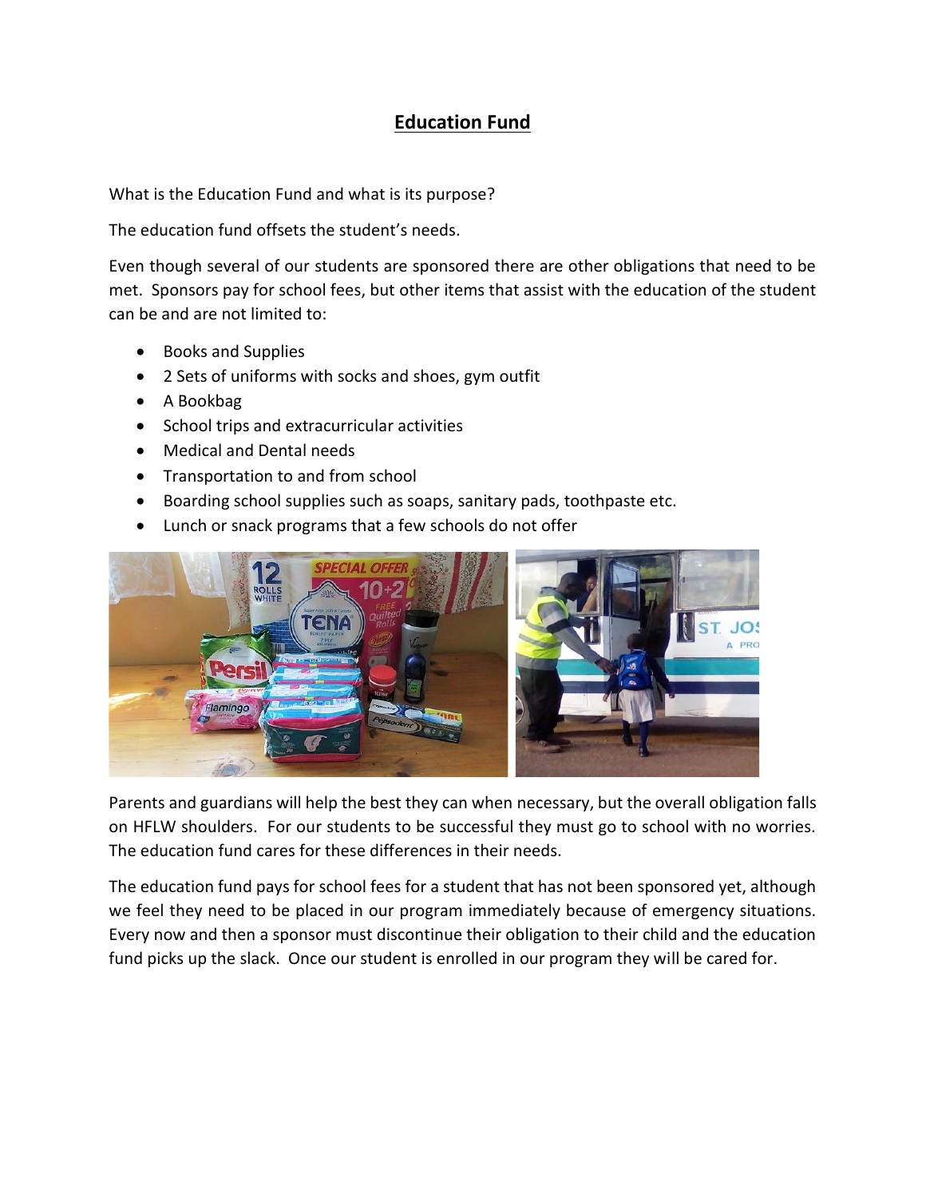# Education Fund

What is the Education Fund and what is its purpose?

The education fund offsets the student's needs.

Even though several of our students are sponsored there are other obligations that need to be met. Sponsors pay for school fees, but other items that assist with the education of the student can be and are not limited to:

- Books and Supplies
- 2 Sets of uniforms with socks and shoes, gym outfit
- A Bookbag
- School trips and extracurricular activities
- Medical and Dental needs
- Transportation to and from school
- Boarding school supplies such as soaps, sanitary pads, toothpaste etc.
- Lunch or snack programs that a few schools do not offer

Parents and guardians will help the best they can when necessary, but the overall obligation falls on HFLW shoulders. For our students to be successful they must go to school with no worries. The education fund cares for these differences in their needs.

The education fund pays for school fees for a student that has not been sponsored yet, although we feel they need to be placed in our program immediately because of emergency situations. Every now and then a sponsor must discontinue their obligation to their child and the education fund picks up the slack. Once our student is enrolled in our program they will be cared for.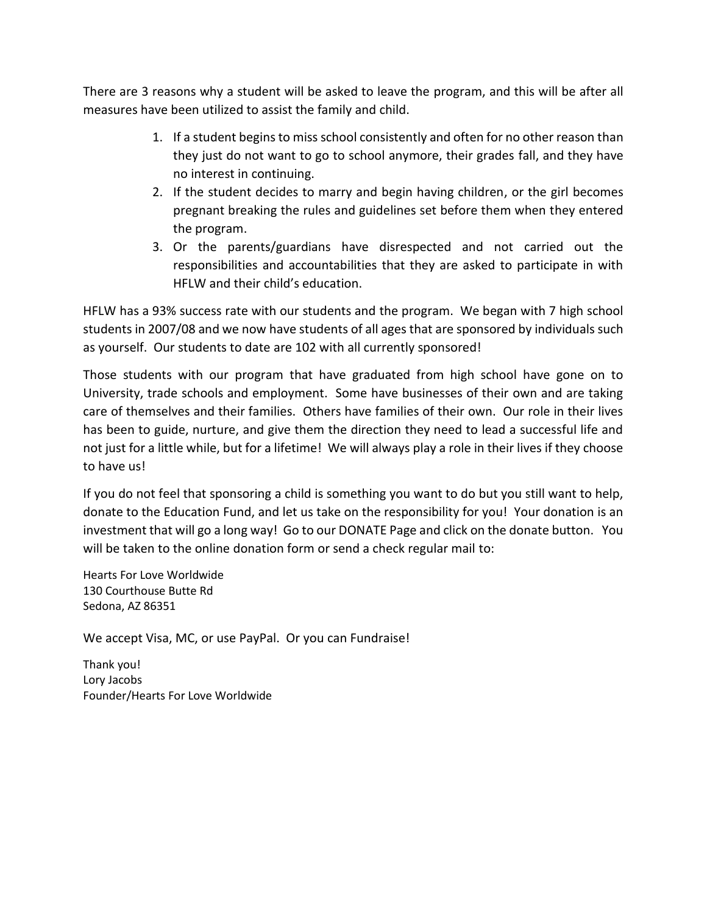There are 3 reasons why a student will be asked to leave the program, and this will be after all measures have been utilized to assist the family and child.

1. If a student begins to miss school consistently and often for no other reason than they just do not want to go to school anymore, their grades fall, and they have no interest in continuing.
2. If the student decides to marry and begin having children, or the girl becomes pregnant breaking the rules and guidelines set before them when they entered the program.
3. Or the parents/guardians have disrespected and not carried out the responsibilities and accountabilities that they are asked to participate in with HFLW and their child's education.

HFLW has a 93% success rate with our students and the program. We began with 7 high school students in 2007/08 and we now have students of all ages that are sponsored by individuals such as yourself. Our students to date are 102 with all currently sponsored!

Those students with our program that have graduated from high school have gone on to University, trade schools and employment. Some have businesses of their own and are taking care of themselves and their families. Others have families of their own. Our role in their lives has been to guide, nurture, and give them the direction they need to lead a successful life and not just for a little while, but for a lifetime! We will always play a role in their lives if they choose to have us!

If you do not feel that sponsoring a child is something you want to do but you still want to help, donate to the Education Fund, and let us take on the responsibility for you! Your donation is an investment that will go a long way! Go to our DONATE Page and click on the donate button. You will be taken to the online donation form or send a check regular mail to:

Hearts For Love Worldwide
130 Courthouse Butte Rd
Sedona, AZ 86351

We accept Visa, MC, or use PayPal. Or you can Fundraise!

Thank you!
Lory Jacobs
Founder/Hearts For Love Worldwide